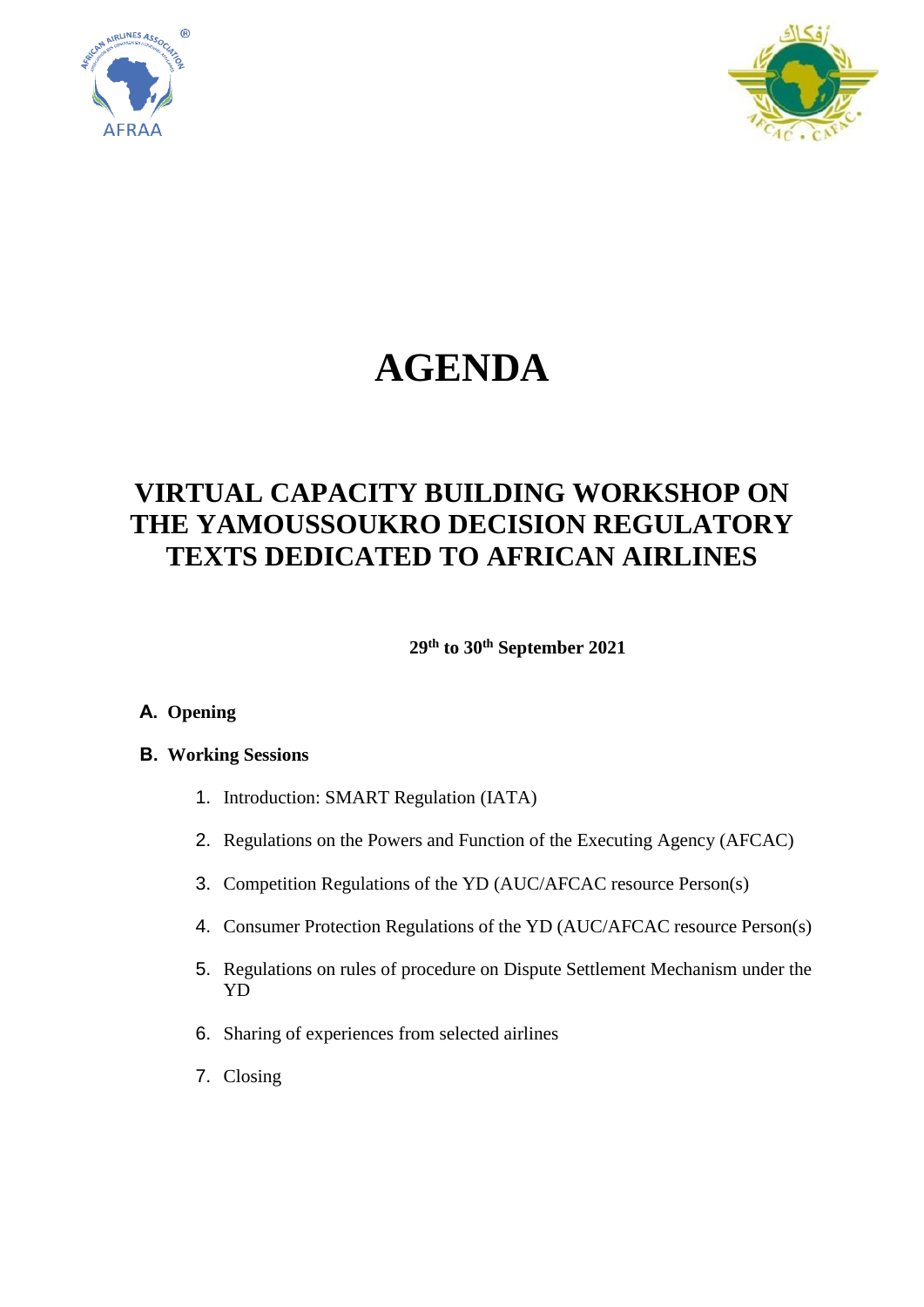# AGENDA

## VIRTUAL CAPACITY BUILDING WORKSHOP ON THE YAMOUSSOUKRO DECISION REGULATORY TEXTS DEDICATED TO AFRICAN AIRLINES

**29th to 30th September 2021**

**A. Opening**

**B. Working Sessions**

1. Introduction: SMART Regulation (IATA)
2. Regulations on the Powers and Function of the Executing Agency (AFCAC)
3. Competition Regulations of the YD (AUC/AFCAC resource Person(s)
4. Consumer Protection Regulations of the YD (AUC/AFCAC resource Person(s)
5. Regulations on rules of procedure on Dispute Settlement Mechanism under the YD
6. Sharing of experiences from selected airlines
7. Closing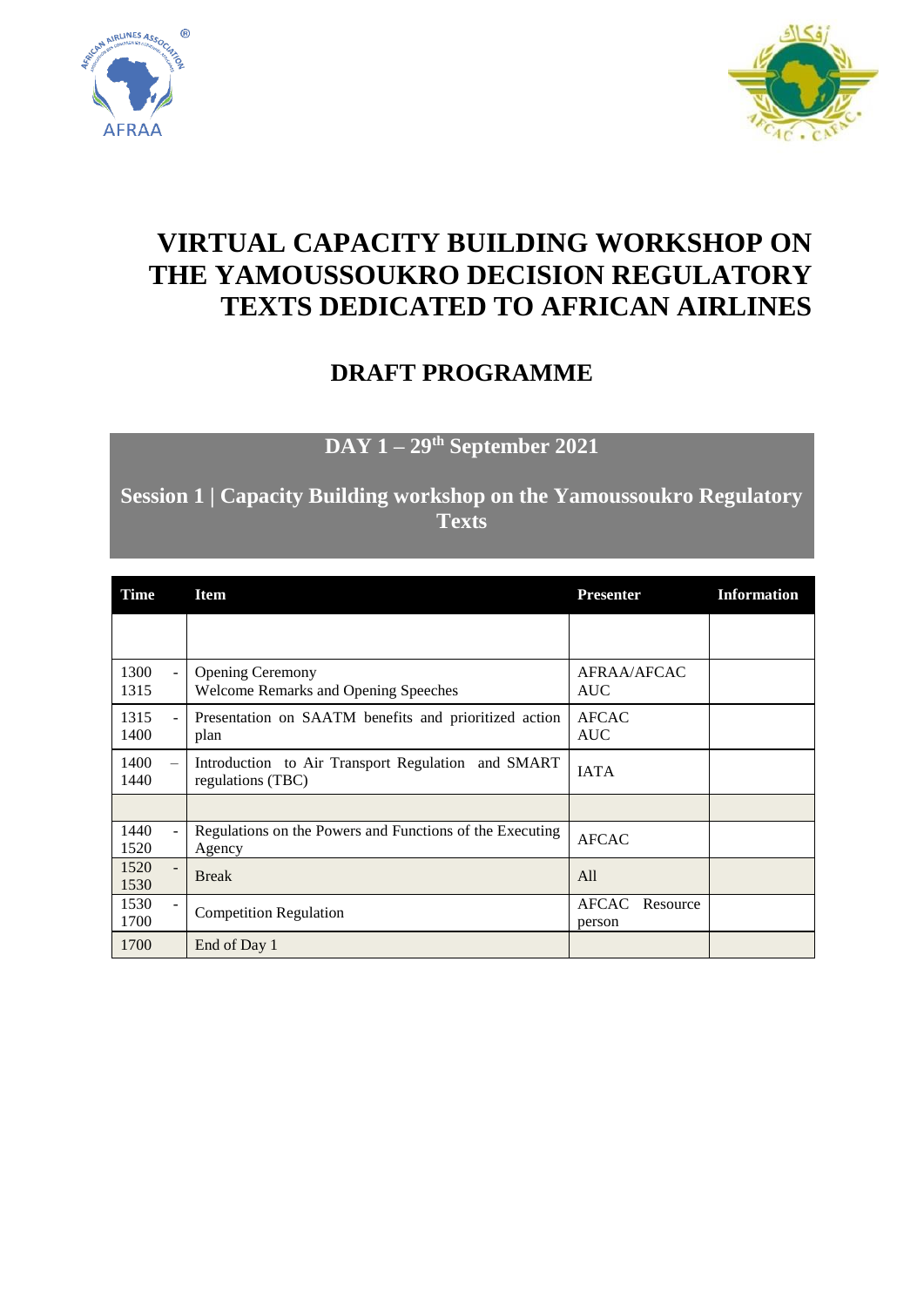# VIRTUAL CAPACITY BUILDING WORKSHOP ON THE YAMOUSSOUKRO DECISION REGULATORY TEXTS DEDICATED TO AFRICAN AIRLINES

## DRAFT PROGRAMME

### DAY 1 – 29th September 2021

### Session 1 | Capacity Building workshop on the Yamoussoukro Regulatory Texts

| Time | Item | Presenter | Information |
|---|---|---|---|
| | | | |
| 1300 - 1315 | Opening Ceremony<br>Welcome Remarks and Opening Speeches | AFRAA/AFCAC<br>AUC | |
| 1315 - 1400 | Presentation on SAATM benefits and prioritized action plan | AFCAC<br>AUC | |
| 1400 – 1440 | Introduction to Air Transport Regulation and SMART regulations (TBC) | IATA | |
| | | | |
| 1440 - 1520 | Regulations on the Powers and Functions of the Executing Agency | AFCAC | |
| 1520 - 1530 | Break | All | |
| 1530 - 1700 | Competition Regulation | AFCAC Resource person | |
| 1700 | End of Day 1 | | |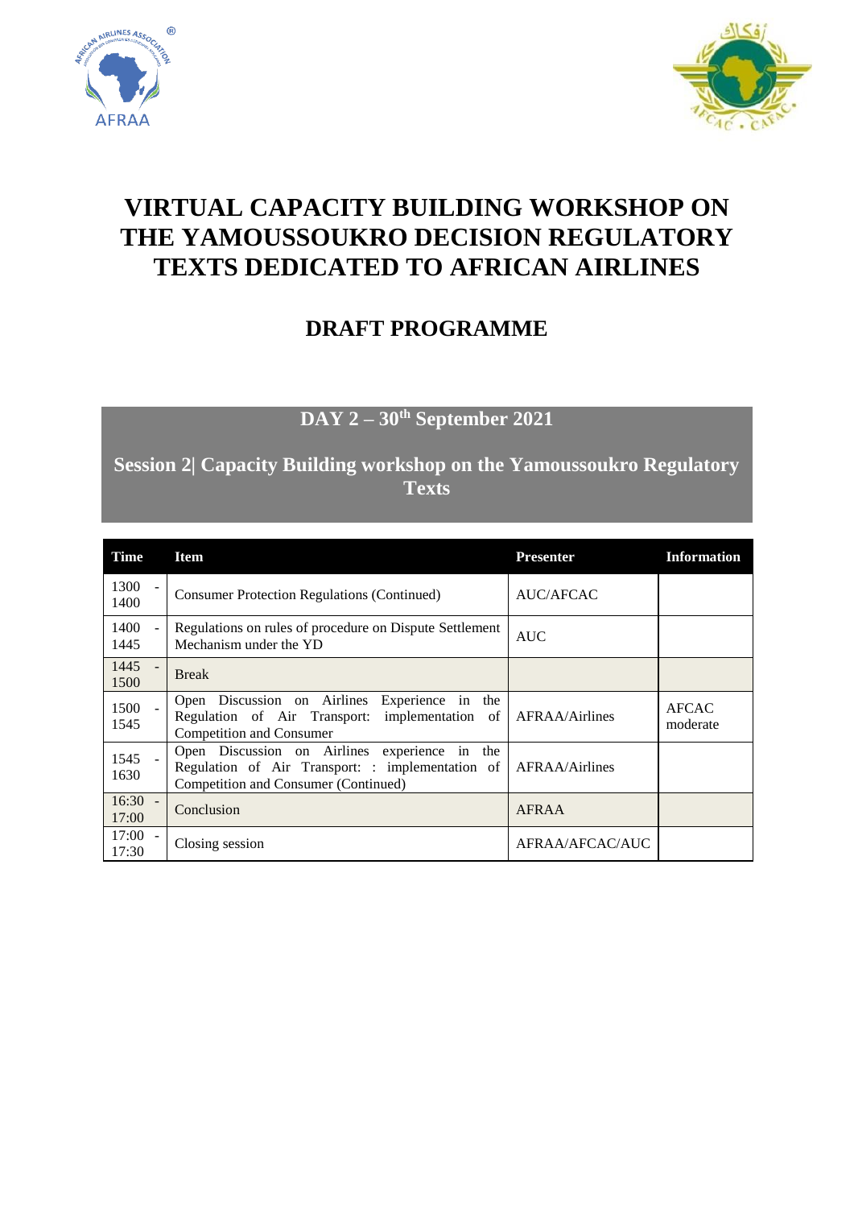# VIRTUAL CAPACITY BUILDING WORKSHOP ON THE YAMOUSSOUKRO DECISION REGULATORY TEXTS DEDICATED TO AFRICAN AIRLINES

## DRAFT PROGRAMME

### DAY 2 – 30th September 2021

### Session 2| Capacity Building workshop on the Yamoussoukro Regulatory Texts

| Time | Item | Presenter | Information |
|---|---|---|---|
| 1300 - 1400 | Consumer Protection Regulations (Continued) | AUC/AFCAC | |
| 1400 - 1445 | Regulations on rules of procedure on Dispute Settlement Mechanism under the YD | AUC | |
| 1445 - 1500 | Break | | |
| 1500 - 1545 | Open Discussion on Airlines Experience in the Regulation of Air Transport: implementation of Competition and Consumer | AFRAA/Airlines | AFCAC moderate |
| 1545 - 1630 | Open Discussion on Airlines experience in the Regulation of Air Transport: : implementation of Competition and Consumer (Continued) | AFRAA/Airlines | |
| 16:30 - 17:00 | Conclusion | AFRAA | |
| 17:00 - 17:30 | Closing session | AFRAA/AFCAC/AUC | |